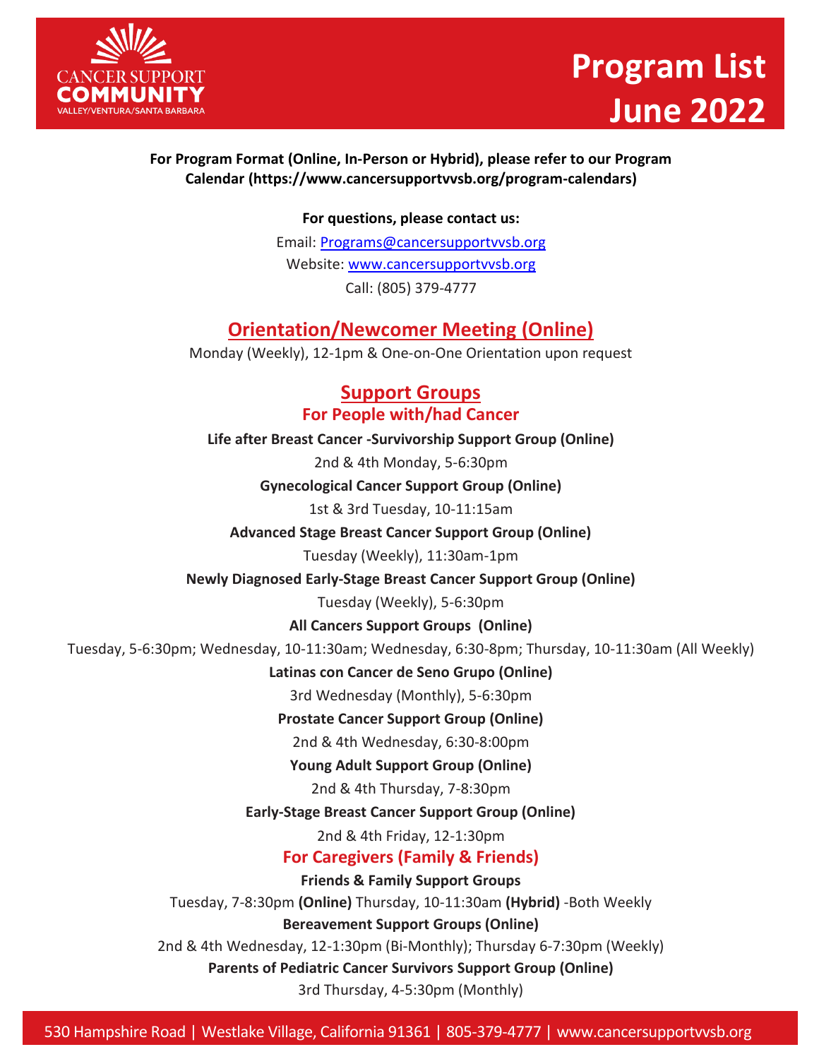# Program List June 2022

**For Program Format (Online, In-Person or Hybrid), please refer to our Program Calendar (https://www.cancersupportvvsb.org/program-calendars)**

**For questions, please contact us:**

Email: Programs@cancersupportvvsb.org

Website: www.cancersupportvvsb.org

Call: (805) 379-4777

## Orientation/Newcomer Meeting (Online)

Monday (Weekly), 12-1pm & One-on-One Orientation upon request

## Support Groups

### For People with/had Cancer

**Life after Breast Cancer -Survivorship Support Group (Online)**

2nd & 4th Monday, 5-6:30pm

**Gynecological Cancer Support Group (Online)**

1st & 3rd Tuesday, 10-11:15am

**Advanced Stage Breast Cancer Support Group (Online)**

Tuesday (Weekly), 11:30am-1pm

**Newly Diagnosed Early-Stage Breast Cancer Support Group (Online)**

Tuesday (Weekly), 5-6:30pm

**All Cancers Support Groups (Online)**

Tuesday, 5-6:30pm; Wednesday, 10-11:30am; Wednesday, 6:30-8pm; Thursday, 10-11:30am (All Weekly)

**Latinas con Cancer de Seno Grupo (Online)**

3rd Wednesday (Monthly), 5-6:30pm

**Prostate Cancer Support Group (Online)**

2nd & 4th Wednesday, 6:30-8:00pm

**Young Adult Support Group (Online)**

2nd & 4th Thursday, 7-8:30pm

**Early-Stage Breast Cancer Support Group (Online)**

2nd & 4th Friday, 12-1:30pm

### For Caregivers (Family & Friends)

**Friends & Family Support Groups**

Tuesday, 7-8:30pm **(Online)** Thursday, 10-11:30am **(Hybrid)** -Both Weekly

**Bereavement Support Groups (Online)**

2nd & 4th Wednesday, 12-1:30pm (Bi-Monthly); Thursday 6-7:30pm (Weekly)

**Parents of Pediatric Cancer Survivors Support Group (Online)**

3rd Thursday, 4-5:30pm (Monthly)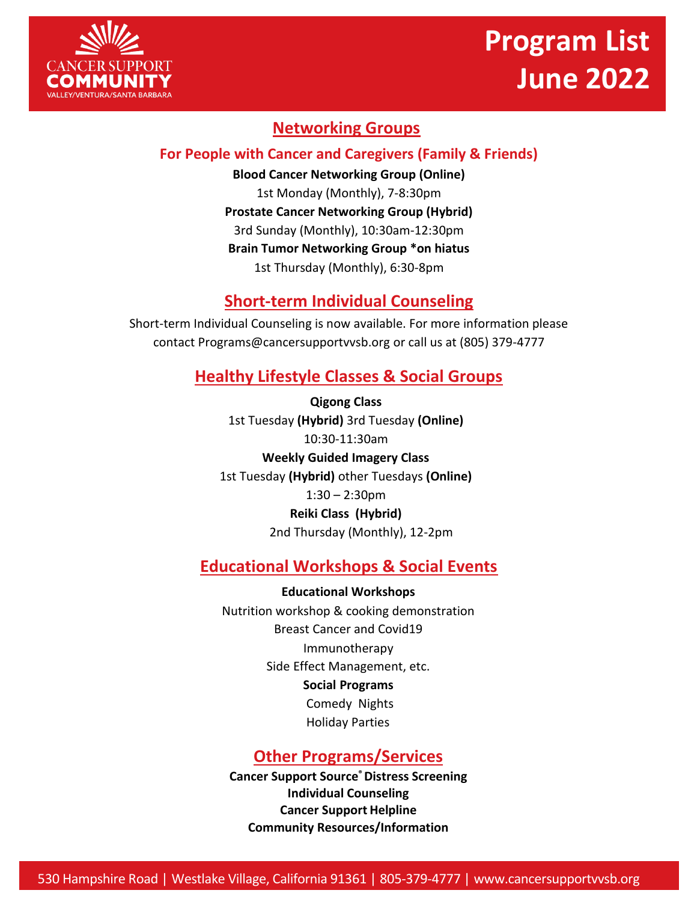# Program List June 2022

CANCER SUPPORT COMMUNITY
VALLEY/VENTURA/SANTA BARBARA

## Networking Groups

### For People with Cancer and Caregivers (Family & Friends)

**Blood Cancer Networking Group (Online)**
1st Monday (Monthly), 7-8:30pm

**Prostate Cancer Networking Group (Hybrid)**
3rd Sunday (Monthly), 10:30am-12:30pm

**Brain Tumor Networking Group *on hiatus**
1st Thursday (Monthly), 6:30-8pm

## Short-term Individual Counseling

Short-term Individual Counseling is now available. For more information please contact Programs@cancersupportvvsb.org or call us at (805) 379-4777

## Healthy Lifestyle Classes & Social Groups

**Qigong Class**
1st Tuesday **(Hybrid)** 3rd Tuesday **(Online)**
10:30-11:30am

**Weekly Guided Imagery Class**
1st Tuesday **(Hybrid)** other Tuesdays **(Online)**
1:30 – 2:30pm

**Reiki Class (Hybrid)**
2nd Thursday (Monthly), 12-2pm

## Educational Workshops & Social Events

**Educational Workshops**
Nutrition workshop & cooking demonstration
Breast Cancer and Covid19
Immunotherapy
Side Effect Management, etc.

**Social Programs**
Comedy Nights
Holiday Parties

## Other Programs/Services

**Cancer Support Source® Distress Screening**
**Individual Counseling**
**Cancer Support Helpline**
**Community Resources/Information**

530 Hampshire Road | Westlake Village, California 91361 | 805-379-4777 | www.cancersupportvvsb.org